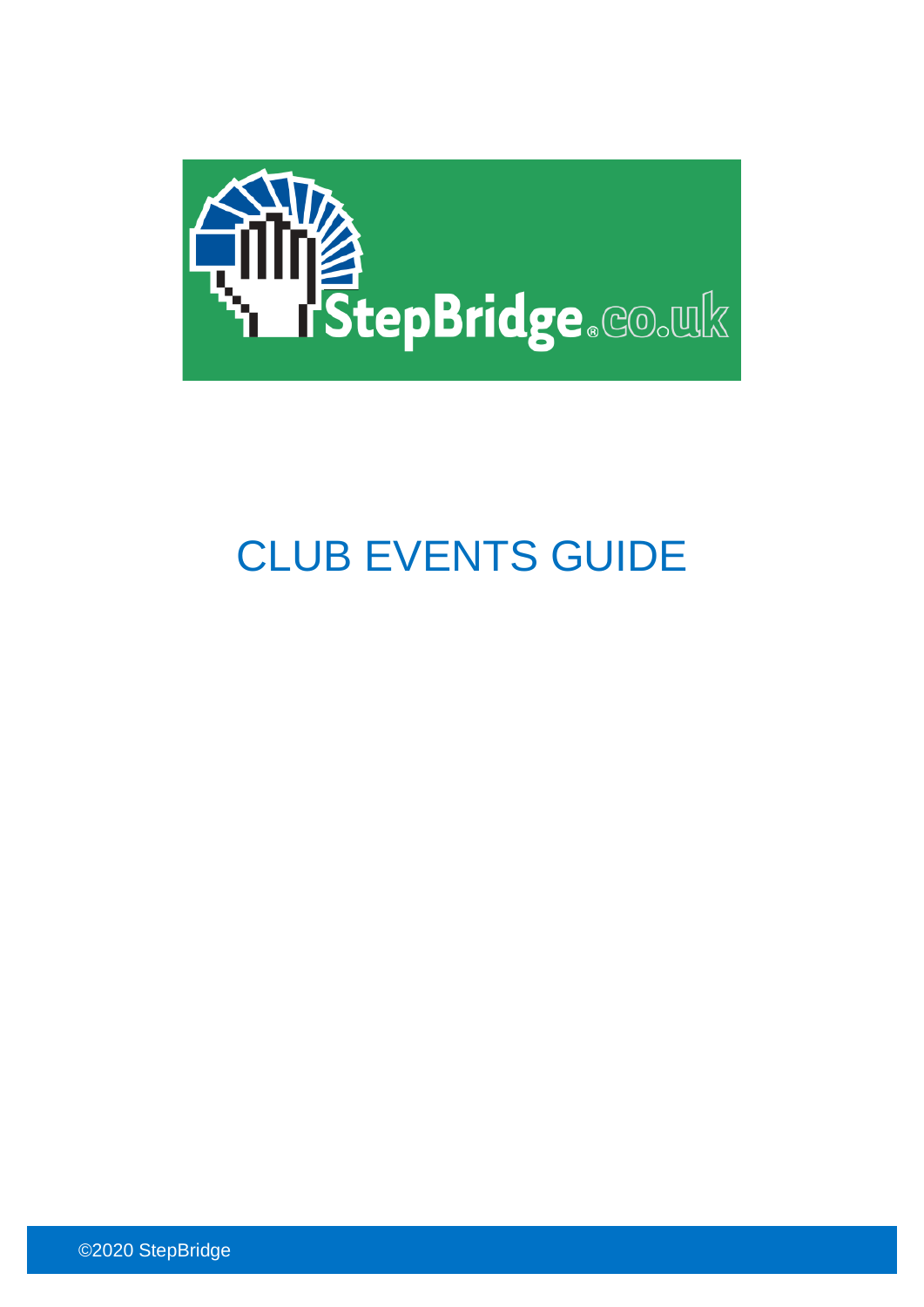StepBridge.co.uk

# CLUB EVENTS GUIDE

©2020 StepBridge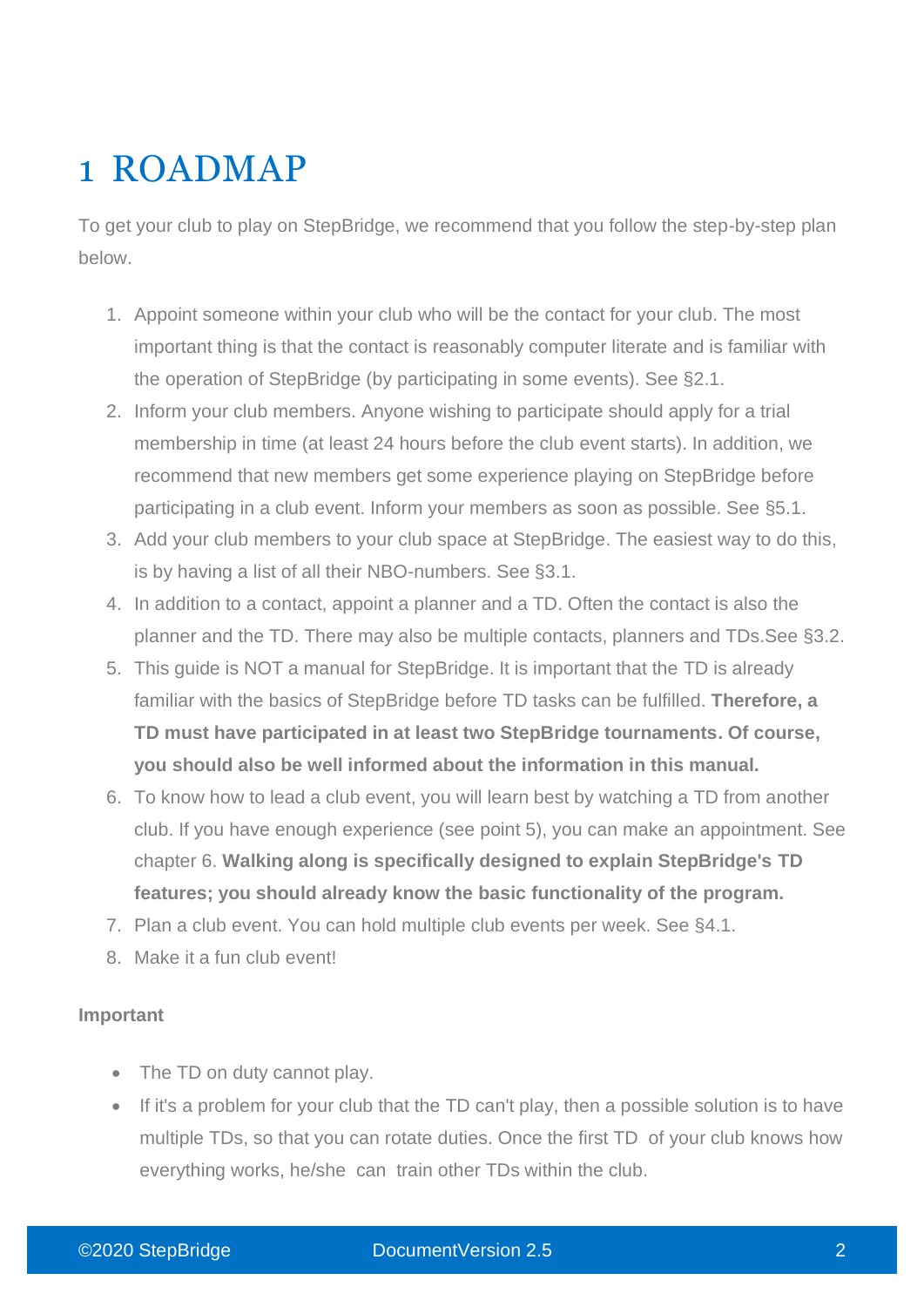# 1 ROADMAP

To get your club to play on StepBridge, we recommend that you follow the step-by-step plan below.

1. Appoint someone within your club who will be the contact for your club. The most important thing is that the contact is reasonably computer literate and is familiar with the operation of StepBridge (by participating in some events). See §2.1.
2. Inform your club members. Anyone wishing to participate should apply for a trial membership in time (at least 24 hours before the club event starts). In addition, we recommend that new members get some experience playing on StepBridge before participating in a club event. Inform your members as soon as possible. See §5.1.
3. Add your club members to your club space at StepBridge. The easiest way to do this, is by having a list of all their NBO-numbers. See §3.1.
4. In addition to a contact, appoint a planner and a TD. Often the contact is also the planner and the TD. There may also be multiple contacts, planners and TDs.See §3.2.
5. This guide is NOT a manual for StepBridge. It is important that the TD is already familiar with the basics of StepBridge before TD tasks can be fulfilled. **Therefore, a TD must have participated in at least two StepBridge tournaments. Of course, you should also be well informed about the information in this manual.**
6. To know how to lead a club event, you will learn best by watching a TD from another club. If you have enough experience (see point 5), you can make an appointment. See chapter 6. **Walking along is specifically designed to explain StepBridge's TD features; you should already know the basic functionality of the program.**
7. Plan a club event. You can hold multiple club events per week. See §4.1.
8. Make it a fun club event!

**Important**

- The TD on duty cannot play.
- If it's a problem for your club that the TD can't play, then a possible solution is to have multiple TDs, so that you can rotate duties. Once the first TD of your club knows how everything works, he/she can train other TDs within the club.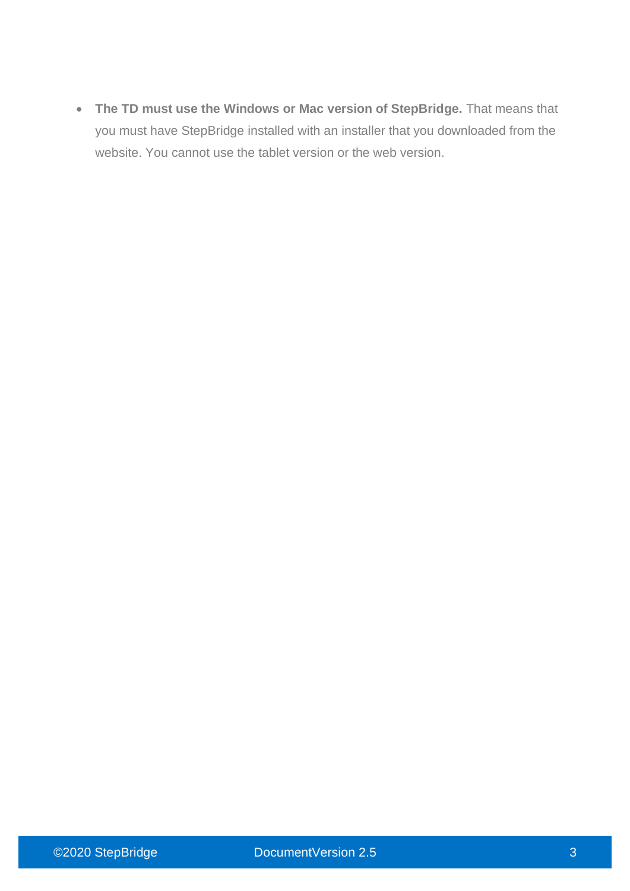- **The TD must use the Windows or Mac version of StepBridge.** That means that you must have StepBridge installed with an installer that you downloaded from the website. You cannot use the tablet version or the web version.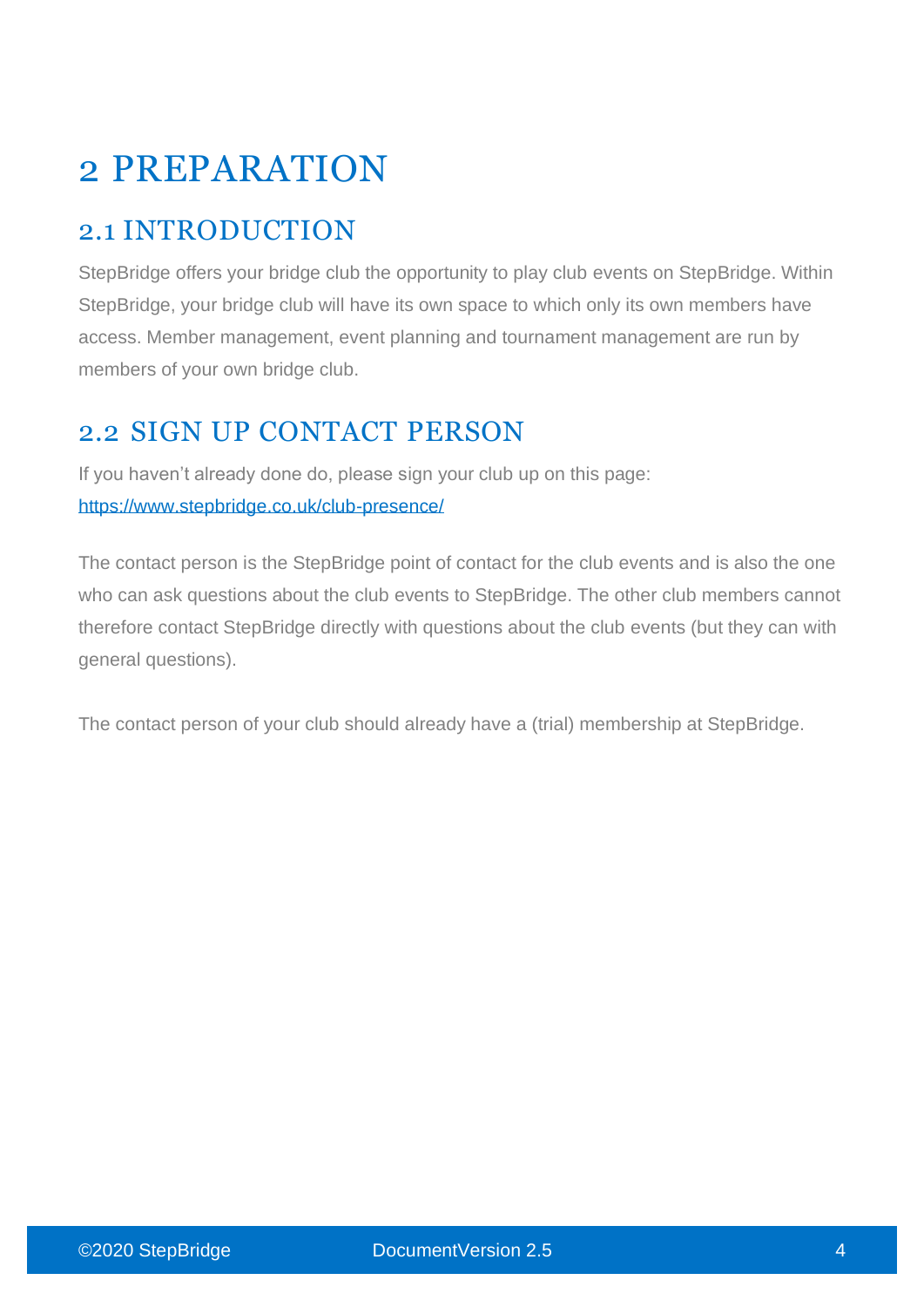# 2 PREPARATION

## 2.1 INTRODUCTION

StepBridge offers your bridge club the opportunity to play club events on StepBridge. Within StepBridge, your bridge club will have its own space to which only its own members have access. Member management, event planning and tournament management are run by members of your own bridge club.

## 2.2 SIGN UP CONTACT PERSON

If you haven't already done do, please sign your club up on this page:
https://www.stepbridge.co.uk/club-presence/

The contact person is the StepBridge point of contact for the club events and is also the one who can ask questions about the club events to StepBridge. The other club members cannot therefore contact StepBridge directly with questions about the club events (but they can with general questions).

The contact person of your club should already have a (trial) membership at StepBridge.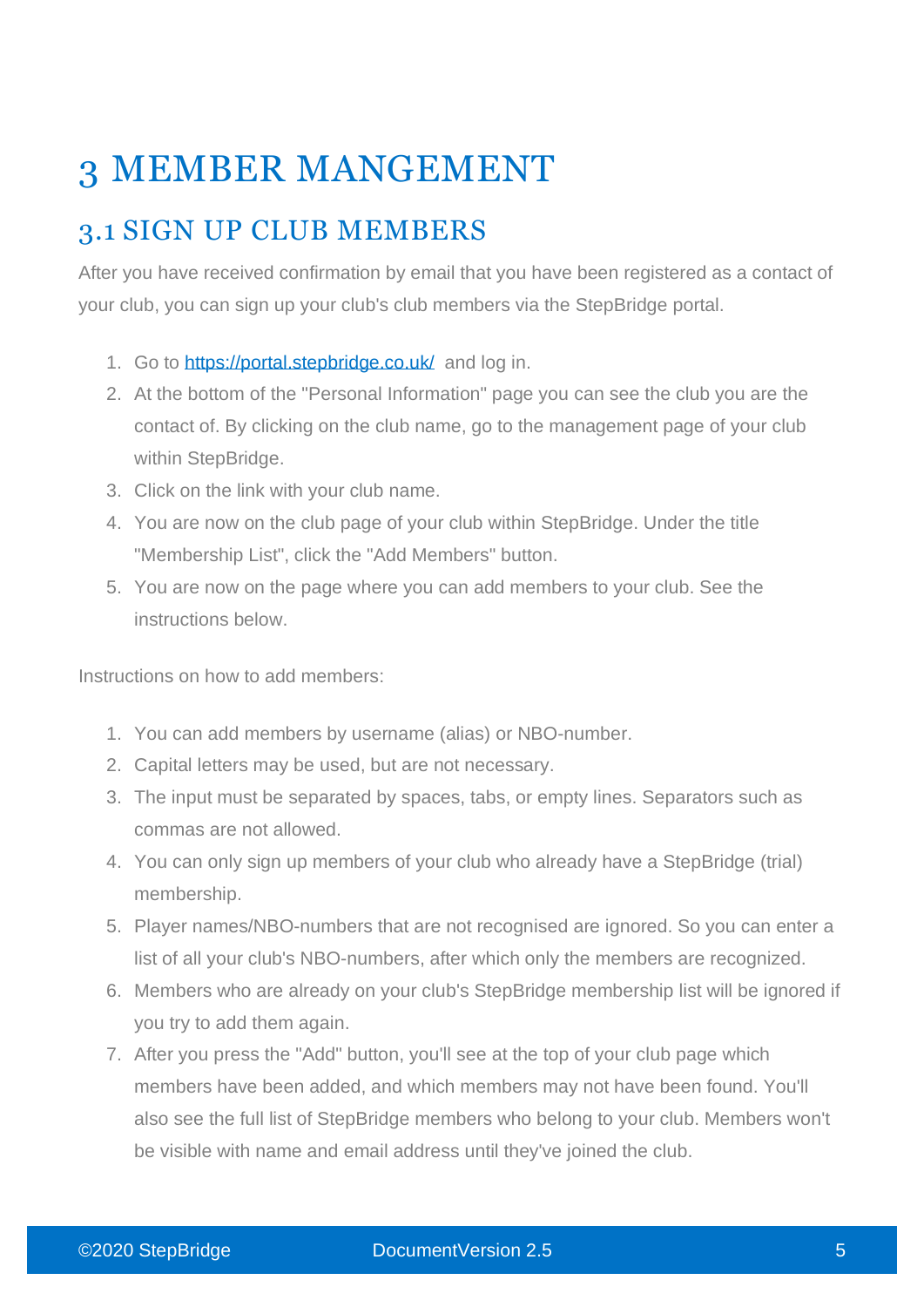# 3 MEMBER MANGEMENT

## 3.1 SIGN UP CLUB MEMBERS

After you have received confirmation by email that you have been registered as a contact of your club, you can sign up your club's club members via the StepBridge portal.

1. Go to [https://portal.stepbridge.co.uk/](https://portal.stepbridge.co.uk/) and log in.
2. At the bottom of the "Personal Information" page you can see the club you are the contact of. By clicking on the club name, go to the management page of your club within StepBridge.
3. Click on the link with your club name.
4. You are now on the club page of your club within StepBridge. Under the title "Membership List", click the "Add Members" button.
5. You are now on the page where you can add members to your club. See the instructions below.

Instructions on how to add members:

1. You can add members by username (alias) or NBO-number.
2. Capital letters may be used, but are not necessary.
3. The input must be separated by spaces, tabs, or empty lines. Separators such as commas are not allowed.
4. You can only sign up members of your club who already have a StepBridge (trial) membership.
5. Player names/NBO-numbers that are not recognised are ignored. So you can enter a list of all your club's NBO-numbers, after which only the members are recognized.
6. Members who are already on your club's StepBridge membership list will be ignored if you try to add them again.
7. After you press the "Add" button, you'll see at the top of your club page which members have been added, and which members may not have been found. You'll also see the full list of StepBridge members who belong to your club. Members won't be visible with name and email address until they've joined the club.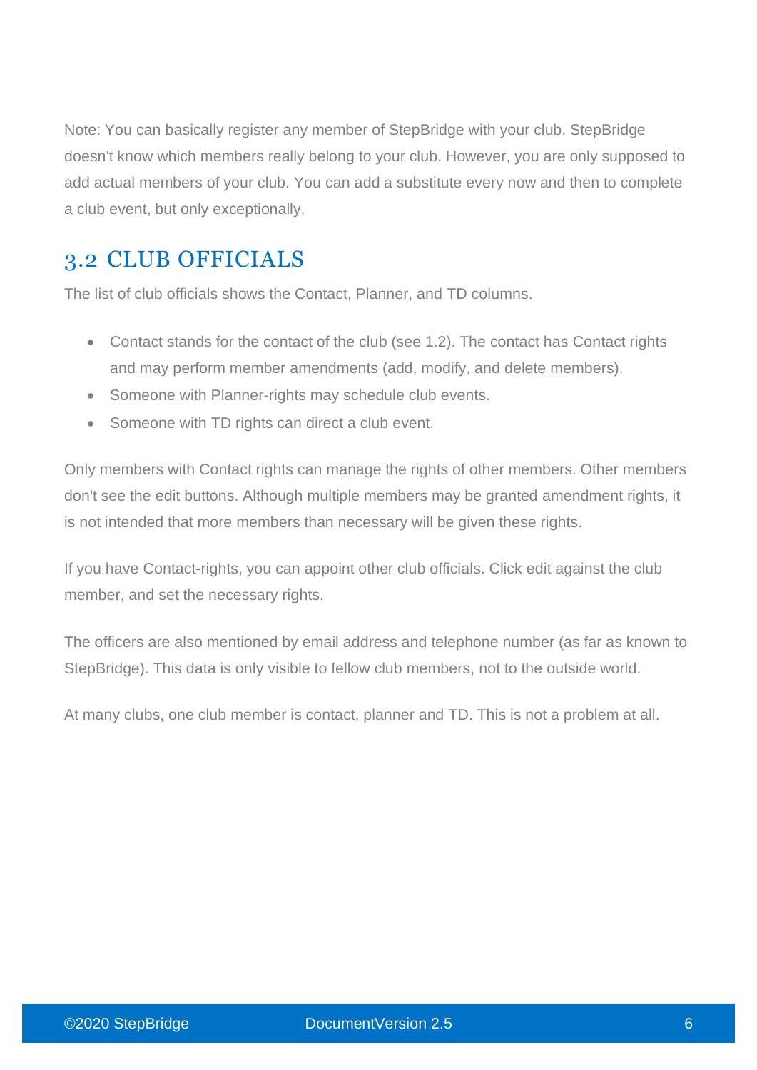Note: You can basically register any member of StepBridge with your club. StepBridge doesn't know which members really belong to your club. However, you are only supposed to add actual members of your club. You can add a substitute every now and then to complete a club event, but only exceptionally.

## 3.2 CLUB OFFICIALS

The list of club officials shows the Contact, Planner, and TD columns.

- Contact stands for the contact of the club (see 1.2). The contact has Contact rights and may perform member amendments (add, modify, and delete members).
- Someone with Planner-rights may schedule club events.
- Someone with TD rights can direct a club event.

Only members with Contact rights can manage the rights of other members. Other members don't see the edit buttons. Although multiple members may be granted amendment rights, it is not intended that more members than necessary will be given these rights.

If you have Contact-rights, you can appoint other club officials. Click edit against the club member, and set the necessary rights.

The officers are also mentioned by email address and telephone number (as far as known to StepBridge). This data is only visible to fellow club members, not to the outside world.

At many clubs, one club member is contact, planner and TD. This is not a problem at all.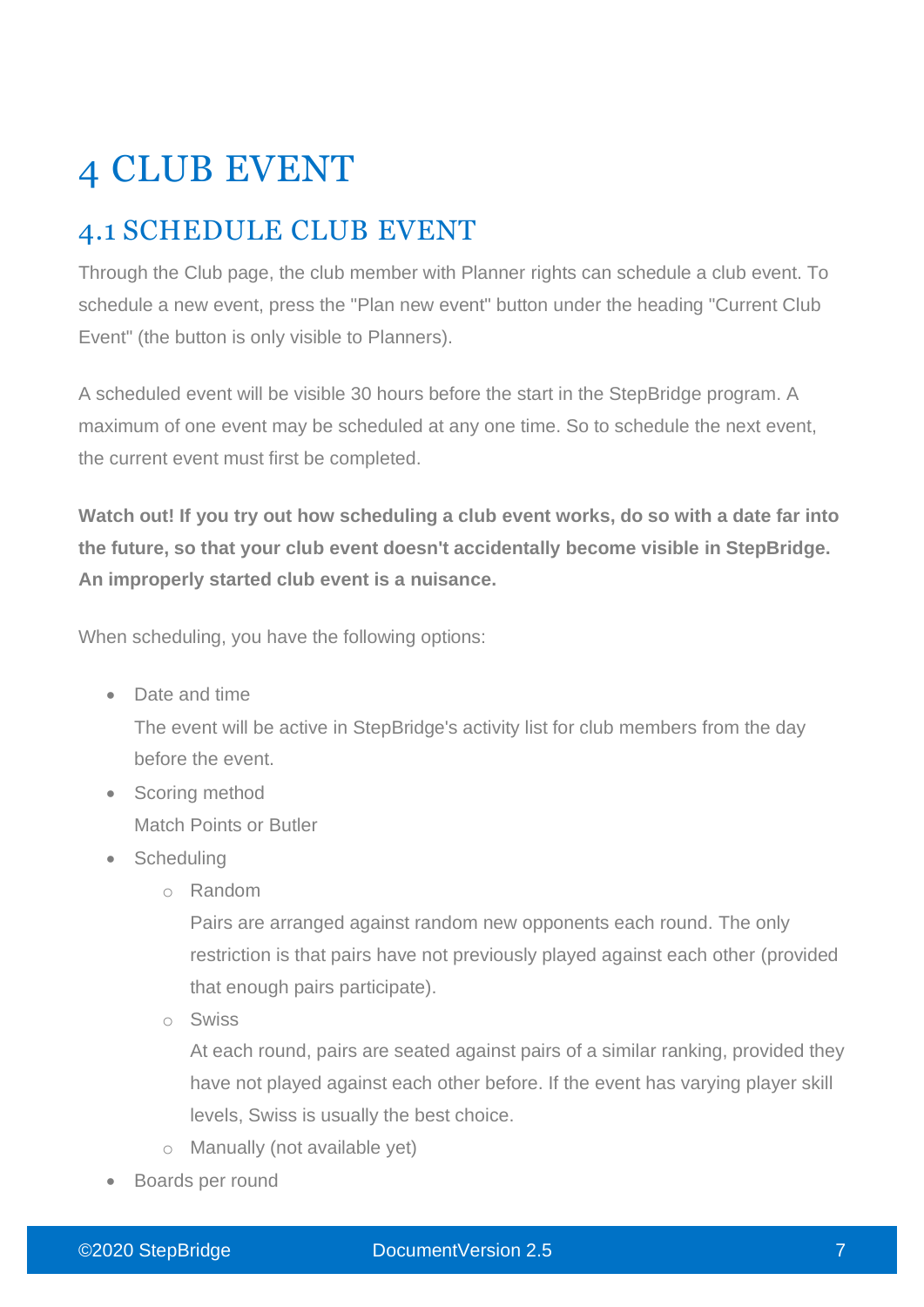# 4 CLUB EVENT

## 4.1 SCHEDULE CLUB EVENT

Through the Club page, the club member with Planner rights can schedule a club event. To schedule a new event, press the "Plan new event" button under the heading "Current Club Event" (the button is only visible to Planners).

A scheduled event will be visible 30 hours before the start in the StepBridge program. A maximum of one event may be scheduled at any one time. So to schedule the next event, the current event must first be completed.

**Watch out! If you try out how scheduling a club event works, do so with a date far into the future, so that your club event doesn't accidentally become visible in StepBridge. An improperly started club event is a nuisance.**

When scheduling, you have the following options:

- Date and time
  The event will be active in StepBridge's activity list for club members from the day before the event.
- Scoring method
  Match Points or Butler
- Scheduling
  - Random
    Pairs are arranged against random new opponents each round. The only restriction is that pairs have not previously played against each other (provided that enough pairs participate).
  - Swiss
    At each round, pairs are seated against pairs of a similar ranking, provided they have not played against each other before. If the event has varying player skill levels, Swiss is usually the best choice.
  - Manually (not available yet)
- Boards per round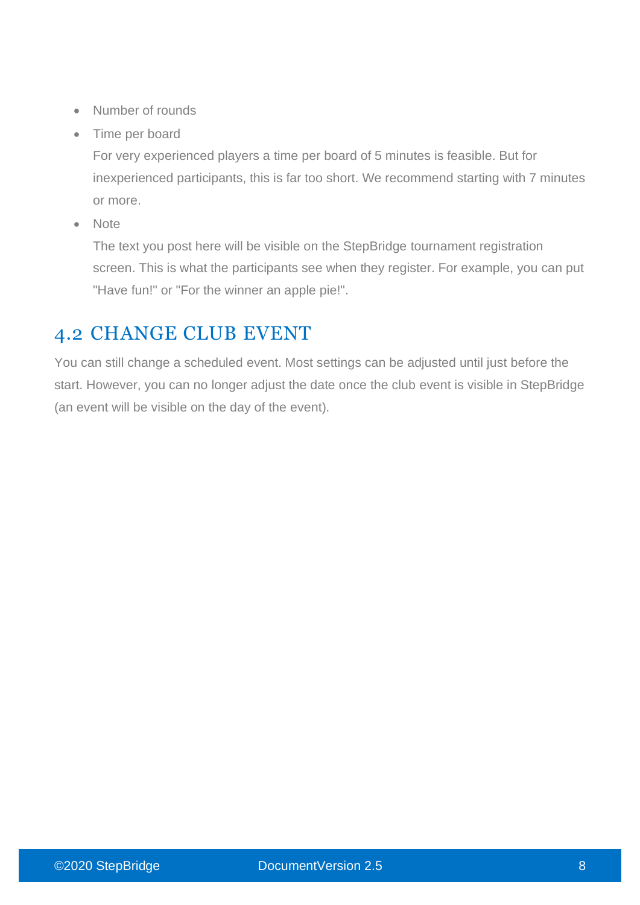- Number of rounds
- Time per board

  For very experienced players a time per board of 5 minutes is feasible. But for inexperienced participants, this is far too short. We recommend starting with 7 minutes or more.
- Note

  The text you post here will be visible on the StepBridge tournament registration screen. This is what the participants see when they register. For example, you can put "Have fun!" or "For the winner an apple pie!".

## 4.2 CHANGE CLUB EVENT

You can still change a scheduled event. Most settings can be adjusted until just before the start. However, you can no longer adjust the date once the club event is visible in StepBridge (an event will be visible on the day of the event).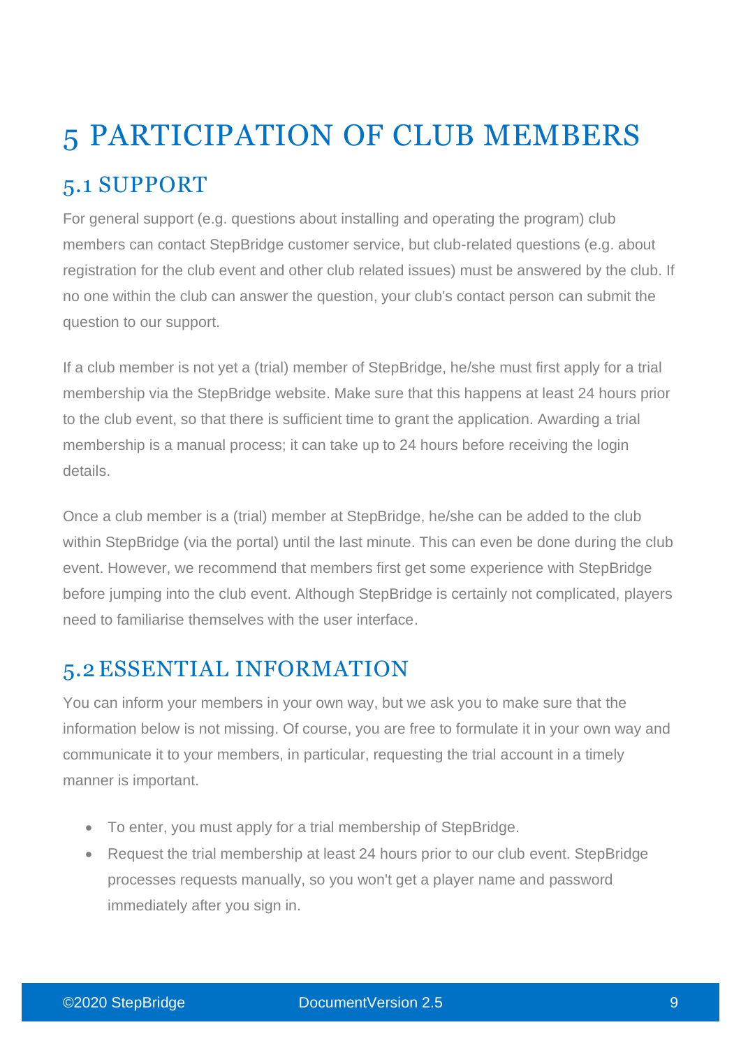# 5 PARTICIPATION OF CLUB MEMBERS

## 5.1 SUPPORT

For general support (e.g. questions about installing and operating the program) club members can contact StepBridge customer service, but club-related questions (e.g. about registration for the club event and other club related issues) must be answered by the club. If no one within the club can answer the question, your club's contact person can submit the question to our support.

If a club member is not yet a (trial) member of StepBridge, he/she must first apply for a trial membership via the StepBridge website. Make sure that this happens at least 24 hours prior to the club event, so that there is sufficient time to grant the application. Awarding a trial membership is a manual process; it can take up to 24 hours before receiving the login details.

Once a club member is a (trial) member at StepBridge, he/she can be added to the club within StepBridge (via the portal) until the last minute. This can even be done during the club event. However, we recommend that members first get some experience with StepBridge before jumping into the club event. Although StepBridge is certainly not complicated, players need to familiarise themselves with the user interface.

## 5.2 ESSENTIAL INFORMATION

You can inform your members in your own way, but we ask you to make sure that the information below is not missing. Of course, you are free to formulate it in your own way and communicate it to your members, in particular, requesting the trial account in a timely manner is important.

- To enter, you must apply for a trial membership of StepBridge.
- Request the trial membership at least 24 hours prior to our club event. StepBridge processes requests manually, so you won't get a player name and password immediately after you sign in.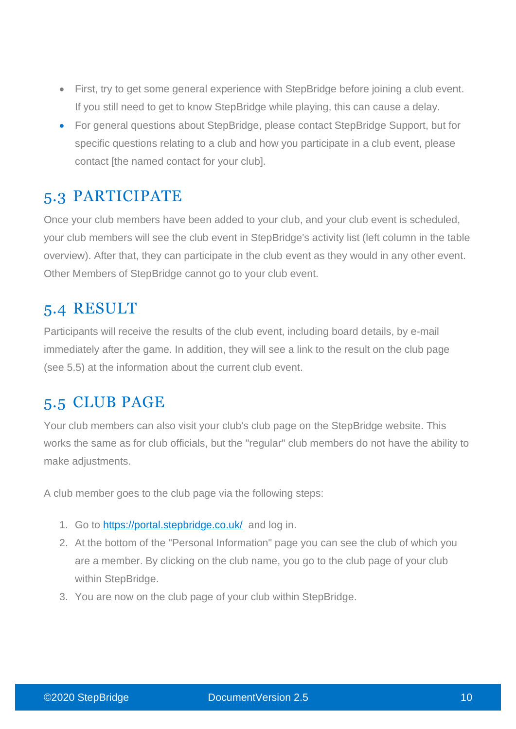- First, try to get some general experience with StepBridge before joining a club event. If you still need to get to know StepBridge while playing, this can cause a delay.
- For general questions about StepBridge, please contact StepBridge Support, but for specific questions relating to a club and how you participate in a club event, please contact [the named contact for your club].

## 5.3 PARTICIPATE

Once your club members have been added to your club, and your club event is scheduled, your club members will see the club event in StepBridge's activity list (left column in the table overview). After that, they can participate in the club event as they would in any other event. Other Members of StepBridge cannot go to your club event.

## 5.4 RESULT

Participants will receive the results of the club event, including board details, by e-mail immediately after the game. In addition, they will see a link to the result on the club page (see 5.5) at the information about the current club event.

## 5.5 CLUB PAGE

Your club members can also visit your club's club page on the StepBridge website. This works the same as for club officials, but the "regular" club members do not have the ability to make adjustments.

A club member goes to the club page via the following steps:

1. Go to [https://portal.stepbridge.co.uk/](https://portal.stepbridge.co.uk/) and log in.
2. At the bottom of the "Personal Information" page you can see the club of which you are a member. By clicking on the club name, you go to the club page of your club within StepBridge.
3. You are now on the club page of your club within StepBridge.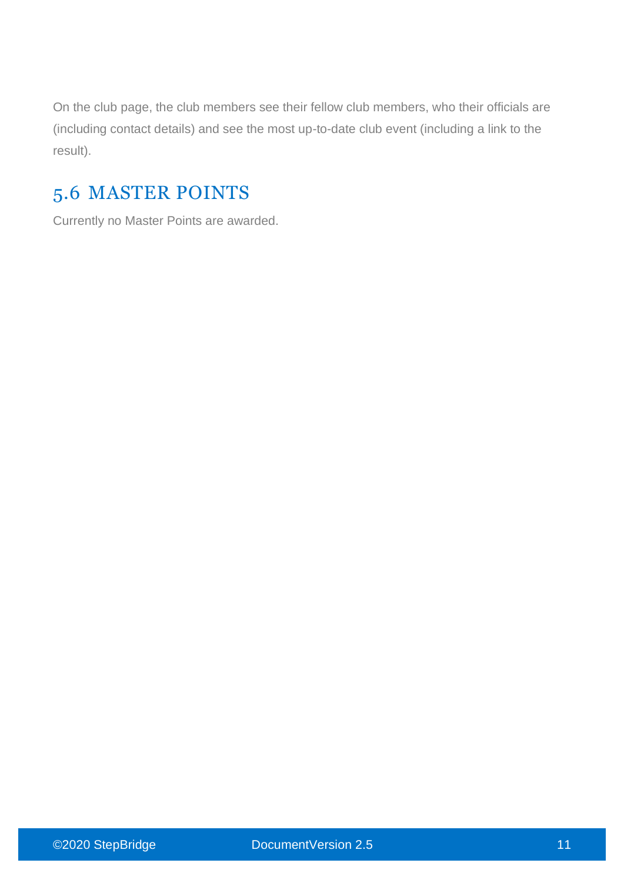On the club page, the club members see their fellow club members, who their officials are (including contact details) and see the most up-to-date club event (including a link to the result).

## 5.6 MASTER POINTS

Currently no Master Points are awarded.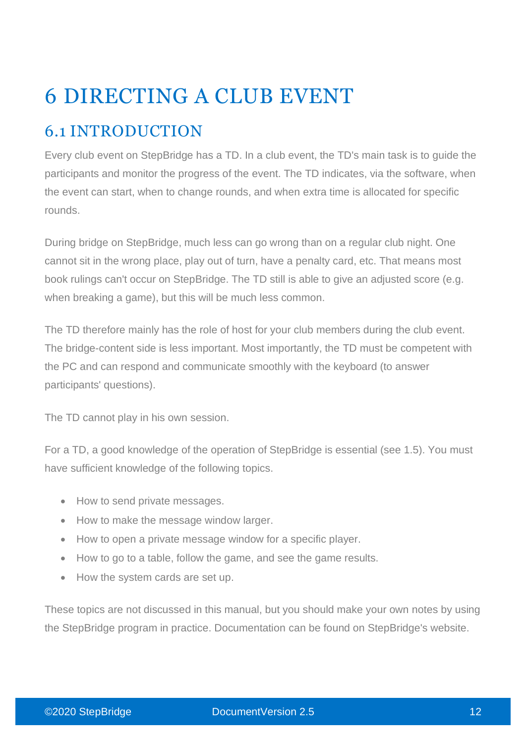# 6 DIRECTING A CLUB EVENT

## 6.1 INTRODUCTION

Every club event on StepBridge has a TD. In a club event, the TD's main task is to guide the participants and monitor the progress of the event. The TD indicates, via the software, when the event can start, when to change rounds, and when extra time is allocated for specific rounds.

During bridge on StepBridge, much less can go wrong than on a regular club night. One cannot sit in the wrong place, play out of turn, have a penalty card, etc. That means most book rulings can't occur on StepBridge. The TD still is able to give an adjusted score (e.g. when breaking a game), but this will be much less common.

The TD therefore mainly has the role of host for your club members during the club event. The bridge-content side is less important. Most importantly, the TD must be competent with the PC and can respond and communicate smoothly with the keyboard (to answer participants' questions).

The TD cannot play in his own session.

For a TD, a good knowledge of the operation of StepBridge is essential (see 1.5). You must have sufficient knowledge of the following topics.

- How to send private messages.
- How to make the message window larger.
- How to open a private message window for a specific player.
- How to go to a table, follow the game, and see the game results.
- How the system cards are set up.

These topics are not discussed in this manual, but you should make your own notes by using the StepBridge program in practice. Documentation can be found on StepBridge's website.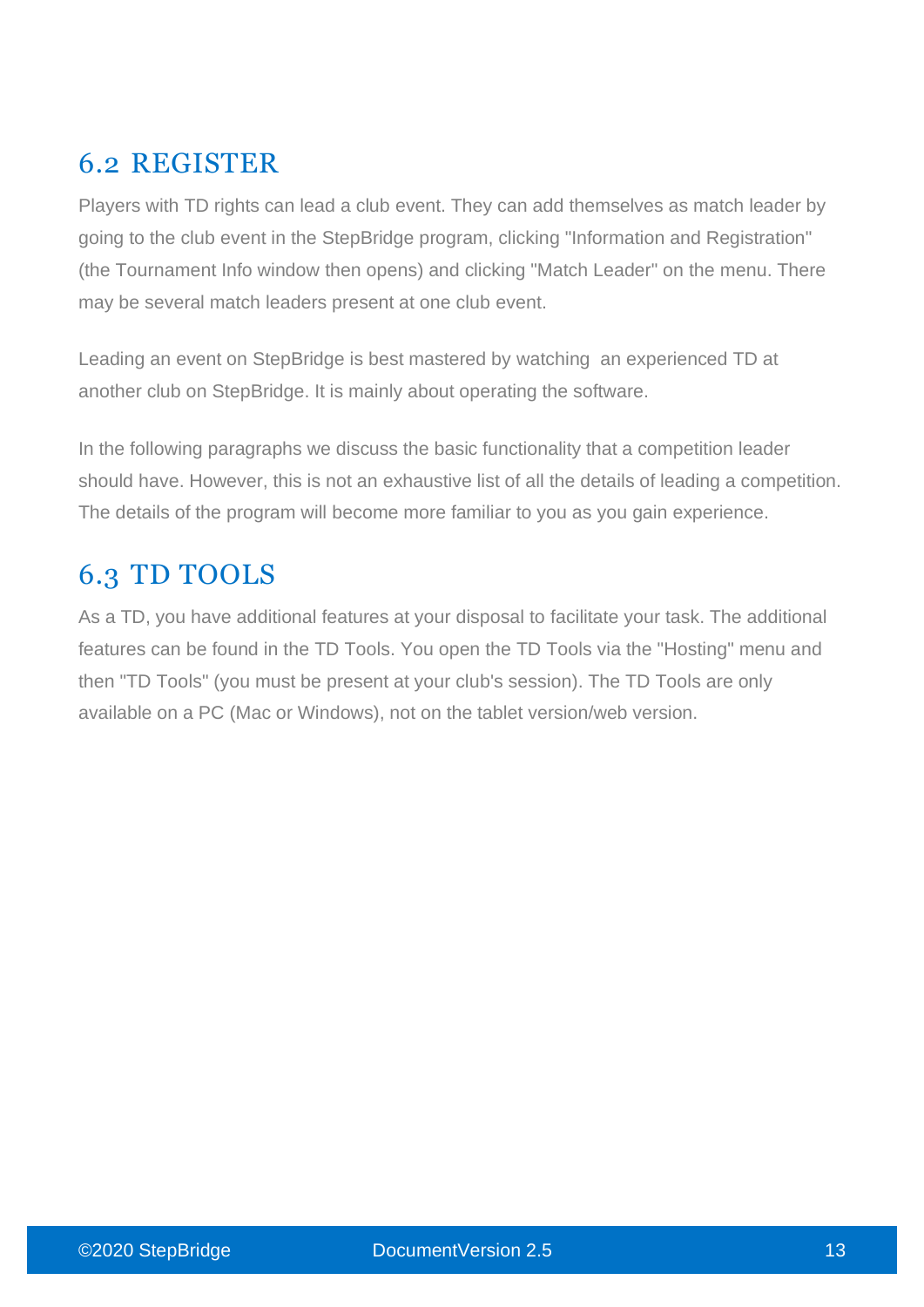## 6.2 REGISTER

Players with TD rights can lead a club event. They can add themselves as match leader by going to the club event in the StepBridge program, clicking "Information and Registration" (the Tournament Info window then opens) and clicking "Match Leader" on the menu. There may be several match leaders present at one club event.

Leading an event on StepBridge is best mastered by watching an experienced TD at another club on StepBridge. It is mainly about operating the software.

In the following paragraphs we discuss the basic functionality that a competition leader should have. However, this is not an exhaustive list of all the details of leading a competition. The details of the program will become more familiar to you as you gain experience.

## 6.3 TD TOOLS

As a TD, you have additional features at your disposal to facilitate your task. The additional features can be found in the TD Tools. You open the TD Tools via the "Hosting" menu and then "TD Tools" (you must be present at your club's session). The TD Tools are only available on a PC (Mac or Windows), not on the tablet version/web version.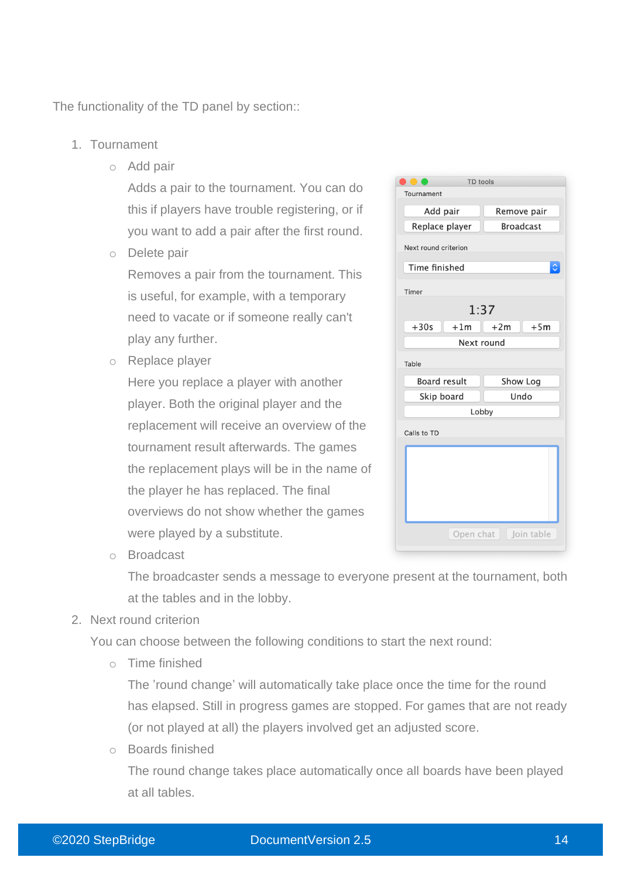The functionality of the TD panel by section::

1. Tournament
   - Add pair

     Adds a pair to the tournament. You can do this if players have trouble registering, or if you want to add a pair after the first round.
   - Delete pair

     Removes a pair from the tournament. This is useful, for example, with a temporary need to vacate or if someone really can't play any further.
   - Replace player

     Here you replace a player with another player. Both the original player and the replacement will receive an overview of the tournament result afterwards. The games the replacement plays will be in the name of the player he has replaced. The final overviews do not show whether the games were played by a substitute.
   - Broadcast

     The broadcaster sends a message to everyone present at the tournament, both at the tables and in the lobby.
2. Next round criterion

   You can choose between the following conditions to start the next round:
   - Time finished

     The 'round change' will automatically take place once the time for the round has elapsed. Still in progress games are stopped. For games that are not ready (or not played at all) the players involved get an adjusted score.
   - Boards finished

     The round change takes place automatically once all boards have been played at all tables.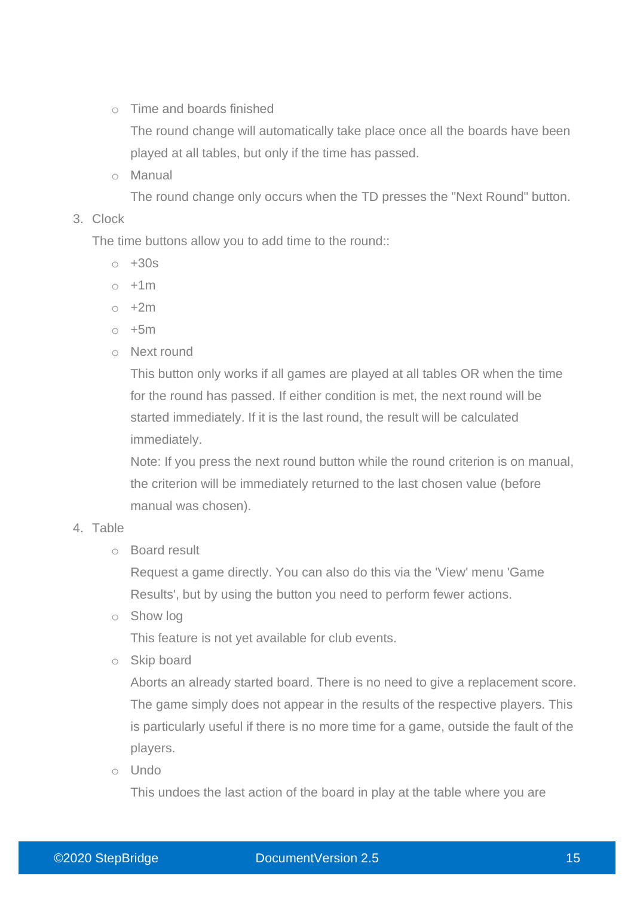- Time and boards finished

  The round change will automatically take place once all the boards have been played at all tables, but only if the time has passed.

- Manual

  The round change only occurs when the TD presses the "Next Round" button.

3. Clock

   The time buttons allow you to add time to the round::

   - +30s
   - +1m
   - +2m
   - +5m
   - Next round

     This button only works if all games are played at all tables OR when the time for the round has passed. If either condition is met, the next round will be started immediately. If it is the last round, the result will be calculated immediately.

     Note: If you press the next round button while the round criterion is on manual, the criterion will be immediately returned to the last chosen value (before manual was chosen).

4. Table

   - Board result

     Request a game directly. You can also do this via the 'View' menu 'Game Results', but by using the button you need to perform fewer actions.

   - Show log

     This feature is not yet available for club events.

   - Skip board

     Aborts an already started board. There is no need to give a replacement score. The game simply does not appear in the results of the respective players. This is particularly useful if there is no more time for a game, outside the fault of the players.

   - Undo

     This undoes the last action of the board in play at the table where you are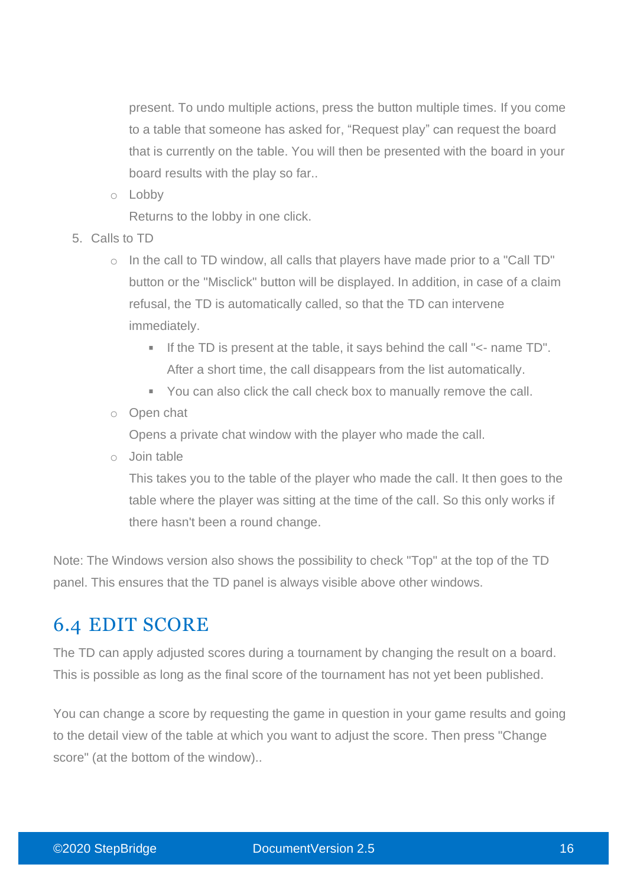present. To undo multiple actions, press the button multiple times. If you come to a table that someone has asked for, “Request play” can request the board that is currently on the table. You will then be presented with the board in your board results with the play so far..

   - Lobby

     Returns to the lobby in one click.

5. Calls to TD
   - In the call to TD window, all calls that players have made prior to a "Call TD" button or the "Misclick" button will be displayed. In addition, in case of a claim refusal, the TD is automatically called, so that the TD can intervene immediately.
     - If the TD is present at the table, it says behind the call "<- name TD". After a short time, the call disappears from the list automatically.
     - You can also click the call check box to manually remove the call.
   - Open chat

     Opens a private chat window with the player who made the call.
   - Join table

     This takes you to the table of the player who made the call. It then goes to the table where the player was sitting at the time of the call. So this only works if there hasn't been a round change.

Note: The Windows version also shows the possibility to check "Top" at the top of the TD panel. This ensures that the TD panel is always visible above other windows.

## 6.4 EDIT SCORE

The TD can apply adjusted scores during a tournament by changing the result on a board. This is possible as long as the final score of the tournament has not yet been published.

You can change a score by requesting the game in question in your game results and going to the detail view of the table at which you want to adjust the score. Then press "Change score" (at the bottom of the window)..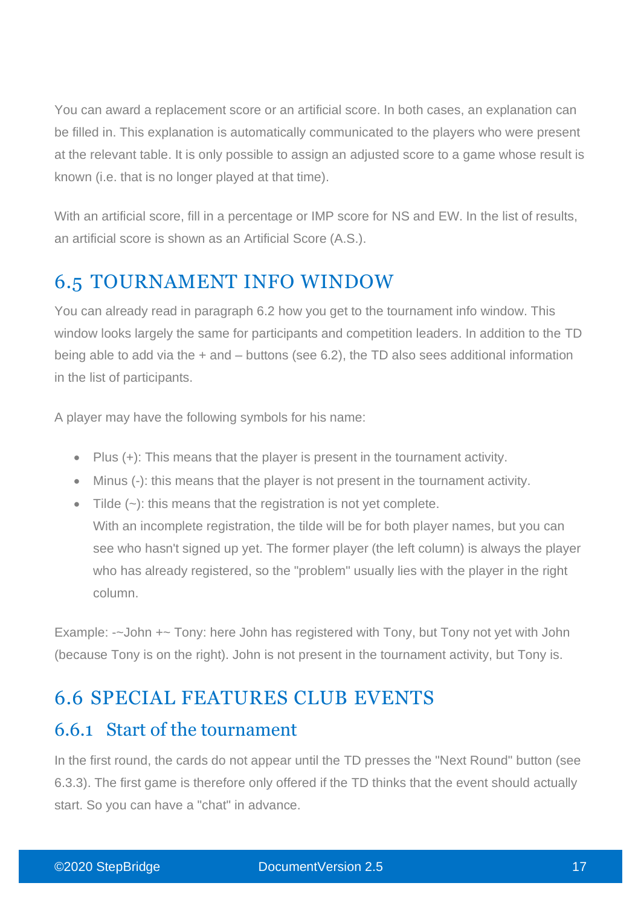You can award a replacement score or an artificial score. In both cases, an explanation can be filled in. This explanation is automatically communicated to the players who were present at the relevant table. It is only possible to assign an adjusted score to a game whose result is known (i.e. that is no longer played at that time).

With an artificial score, fill in a percentage or IMP score for NS and EW. In the list of results, an artificial score is shown as an Artificial Score (A.S.).

## 6.5 TOURNAMENT INFO WINDOW

You can already read in paragraph 6.2 how you get to the tournament info window. This window looks largely the same for participants and competition leaders. In addition to the TD being able to add via the + and – buttons (see 6.2), the TD also sees additional information in the list of participants.

A player may have the following symbols for his name:

- Plus (+): This means that the player is present in the tournament activity.
- Minus (-): this means that the player is not present in the tournament activity.
- Tilde (~): this means that the registration is not yet complete.
  With an incomplete registration, the tilde will be for both player names, but you can see who hasn't signed up yet. The former player (the left column) is always the player who has already registered, so the "problem" usually lies with the player in the right column.

Example: -~John +~ Tony: here John has registered with Tony, but Tony not yet with John (because Tony is on the right). John is not present in the tournament activity, but Tony is.

## 6.6 SPECIAL FEATURES CLUB EVENTS

### 6.6.1 Start of the tournament

In the first round, the cards do not appear until the TD presses the "Next Round" button (see 6.3.3). The first game is therefore only offered if the TD thinks that the event should actually start. So you can have a "chat" in advance.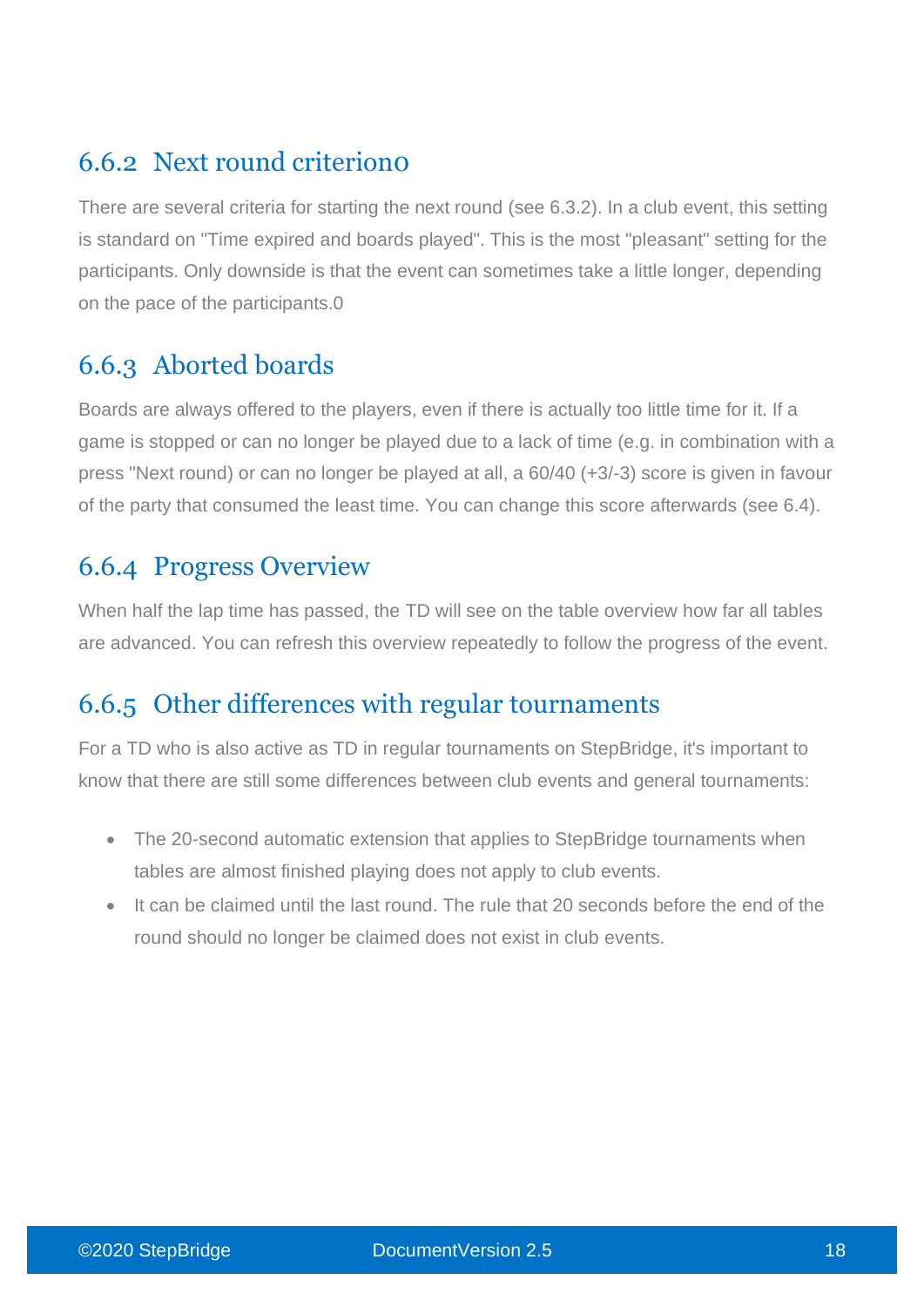### 6.6.2 Next round criterion0

There are several criteria for starting the next round (see 6.3.2). In a club event, this setting is standard on "Time expired and boards played". This is the most "pleasant" setting for the participants. Only downside is that the event can sometimes take a little longer, depending on the pace of the participants.0

### 6.6.3 Aborted boards

Boards are always offered to the players, even if there is actually too little time for it. If a game is stopped or can no longer be played due to a lack of time (e.g. in combination with a press "Next round) or can no longer be played at all, a 60/40 (+3/-3) score is given in favour of the party that consumed the least time. You can change this score afterwards (see 6.4).

### 6.6.4 Progress Overview

When half the lap time has passed, the TD will see on the table overview how far all tables are advanced. You can refresh this overview repeatedly to follow the progress of the event.

### 6.6.5 Other differences with regular tournaments

For a TD who is also active as TD in regular tournaments on StepBridge, it's important to know that there are still some differences between club events and general tournaments:

- The 20-second automatic extension that applies to StepBridge tournaments when tables are almost finished playing does not apply to club events.
- It can be claimed until the last round. The rule that 20 seconds before the end of the round should no longer be claimed does not exist in club events.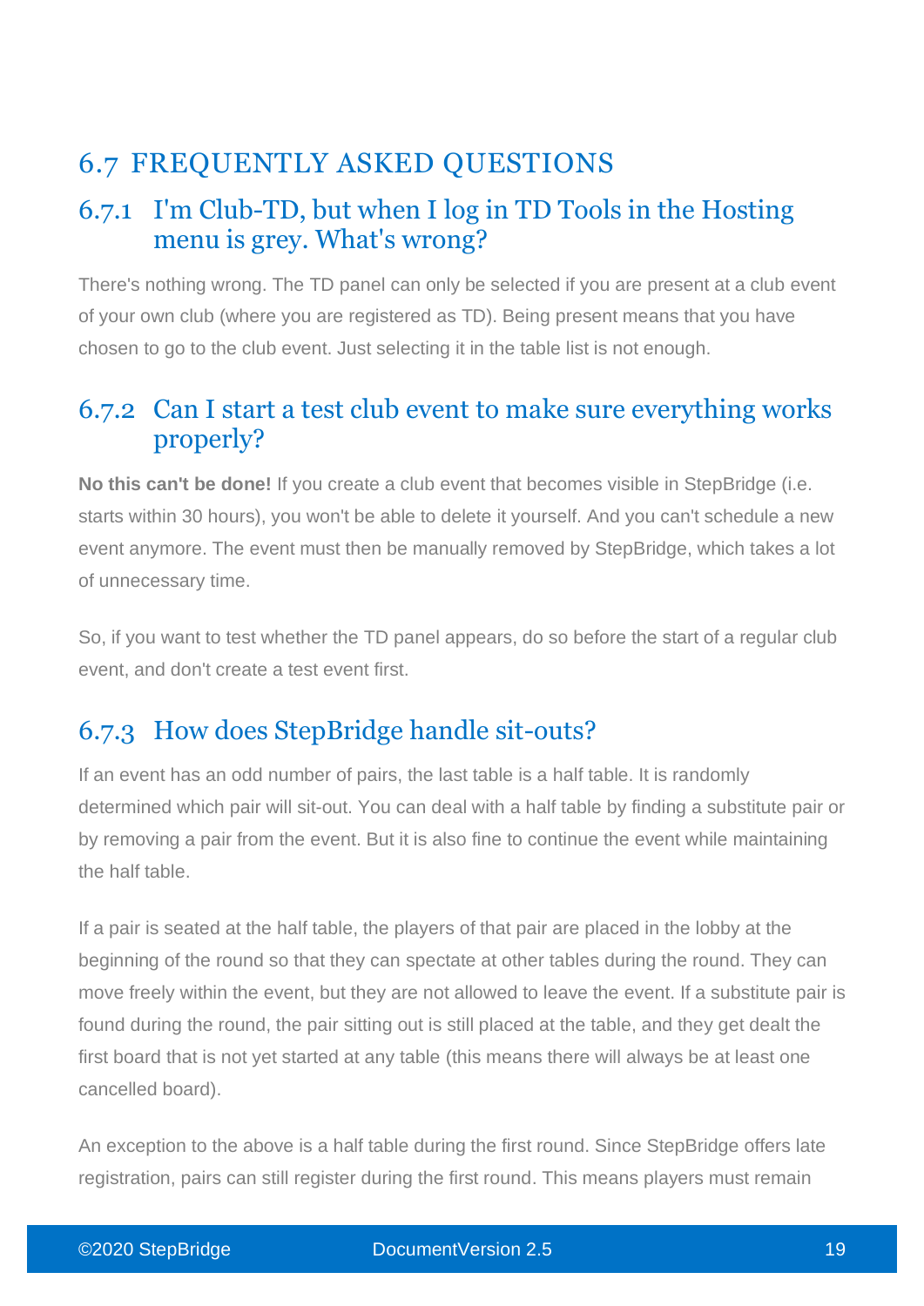## 6.7 FREQUENTLY ASKED QUESTIONS

### 6.7.1 I'm Club-TD, but when I log in TD Tools in the Hosting menu is grey. What's wrong?

There's nothing wrong. The TD panel can only be selected if you are present at a club event of your own club (where you are registered as TD). Being present means that you have chosen to go to the club event. Just selecting it in the table list is not enough.

### 6.7.2 Can I start a test club event to make sure everything works properly?

**No this can't be done!** If you create a club event that becomes visible in StepBridge (i.e. starts within 30 hours), you won't be able to delete it yourself. And you can't schedule a new event anymore. The event must then be manually removed by StepBridge, which takes a lot of unnecessary time.

So, if you want to test whether the TD panel appears, do so before the start of a regular club event, and don't create a test event first.

### 6.7.3 How does StepBridge handle sit-outs?

If an event has an odd number of pairs, the last table is a half table. It is randomly determined which pair will sit-out. You can deal with a half table by finding a substitute pair or by removing a pair from the event. But it is also fine to continue the event while maintaining the half table.

If a pair is seated at the half table, the players of that pair are placed in the lobby at the beginning of the round so that they can spectate at other tables during the round. They can move freely within the event, but they are not allowed to leave the event. If a substitute pair is found during the round, the pair sitting out is still placed at the table, and they get dealt the first board that is not yet started at any table (this means there will always be at least one cancelled board).

An exception to the above is a half table during the first round. Since StepBridge offers late registration, pairs can still register during the first round. This means players must remain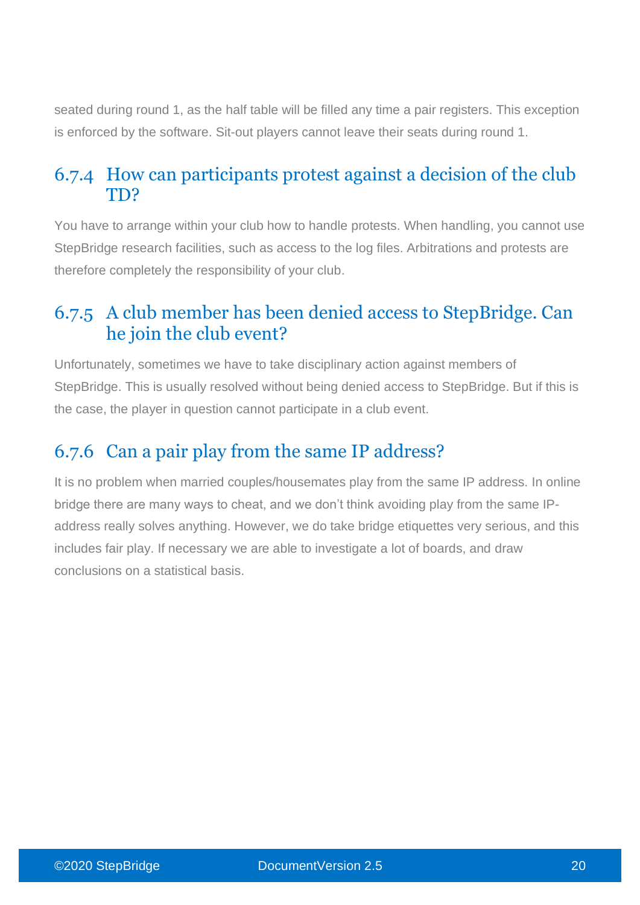seated during round 1, as the half table will be filled any time a pair registers. This exception is enforced by the software. Sit-out players cannot leave their seats during round 1.

### 6.7.4 How can participants protest against a decision of the club TD?

You have to arrange within your club how to handle protests. When handling, you cannot use StepBridge research facilities, such as access to the log files. Arbitrations and protests are therefore completely the responsibility of your club.

### 6.7.5 A club member has been denied access to StepBridge. Can he join the club event?

Unfortunately, sometimes we have to take disciplinary action against members of StepBridge. This is usually resolved without being denied access to StepBridge. But if this is the case, the player in question cannot participate in a club event.

### 6.7.6 Can a pair play from the same IP address?

It is no problem when married couples/housemates play from the same IP address. In online bridge there are many ways to cheat, and we don't think avoiding play from the same IP-address really solves anything. However, we do take bridge etiquettes very serious, and this includes fair play. If necessary we are able to investigate a lot of boards, and draw conclusions on a statistical basis.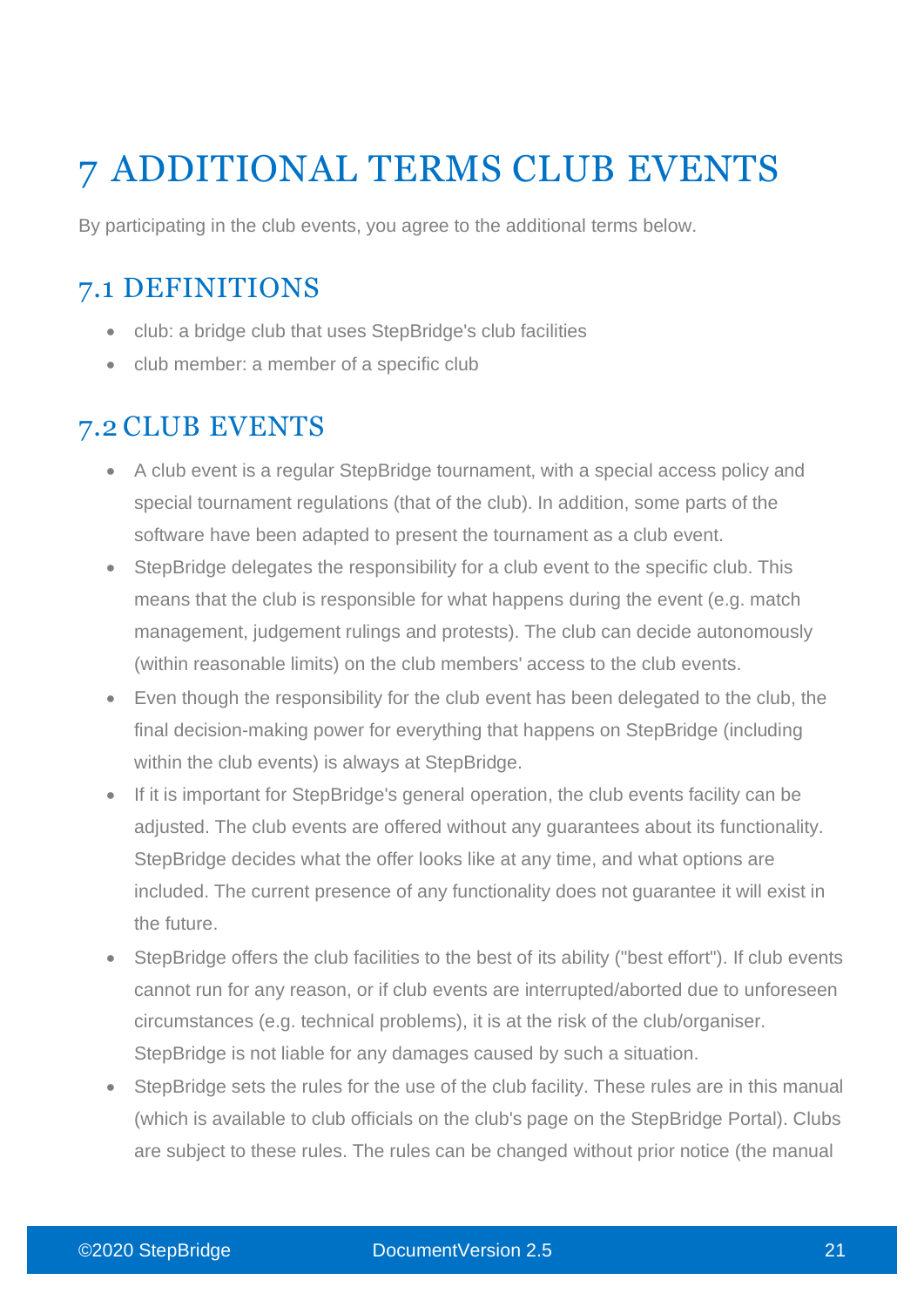# 7 ADDITIONAL TERMS CLUB EVENTS

By participating in the club events, you agree to the additional terms below.

## 7.1 DEFINITIONS

- club: a bridge club that uses StepBridge's club facilities
- club member: a member of a specific club

## 7.2 CLUB EVENTS

- A club event is a regular StepBridge tournament, with a special access policy and special tournament regulations (that of the club). In addition, some parts of the software have been adapted to present the tournament as a club event.
- StepBridge delegates the responsibility for a club event to the specific club. This means that the club is responsible for what happens during the event (e.g. match management, judgement rulings and protests). The club can decide autonomously (within reasonable limits) on the club members' access to the club events.
- Even though the responsibility for the club event has been delegated to the club, the final decision-making power for everything that happens on StepBridge (including within the club events) is always at StepBridge.
- If it is important for StepBridge's general operation, the club events facility can be adjusted. The club events are offered without any guarantees about its functionality. StepBridge decides what the offer looks like at any time, and what options are included. The current presence of any functionality does not guarantee it will exist in the future.
- StepBridge offers the club facilities to the best of its ability ("best effort"). If club events cannot run for any reason, or if club events are interrupted/aborted due to unforeseen circumstances (e.g. technical problems), it is at the risk of the club/organiser. StepBridge is not liable for any damages caused by such a situation.
- StepBridge sets the rules for the use of the club facility. These rules are in this manual (which is available to club officials on the club's page on the StepBridge Portal). Clubs are subject to these rules. The rules can be changed without prior notice (the manual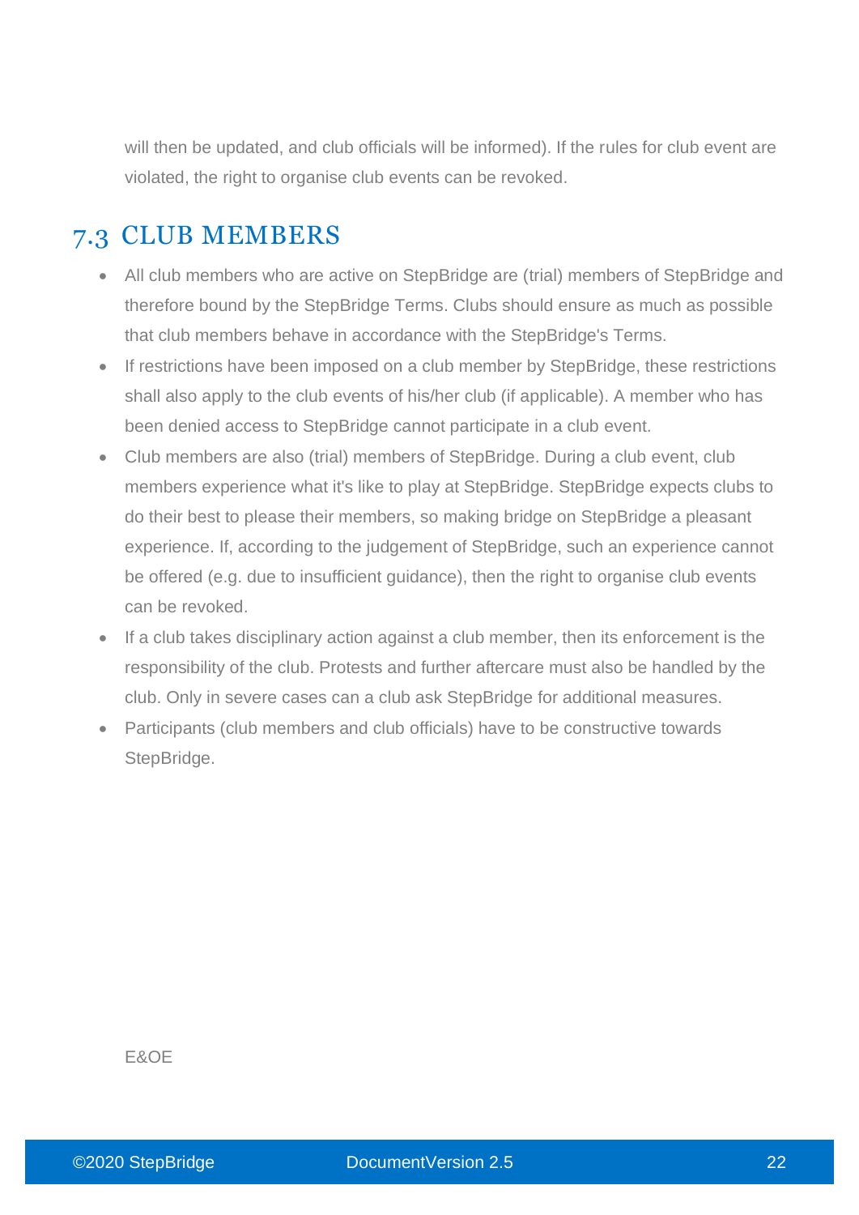will then be updated, and club officials will be informed). If the rules for club event are violated, the right to organise club events can be revoked.

## 7.3 CLUB MEMBERS

- All club members who are active on StepBridge are (trial) members of StepBridge and therefore bound by the StepBridge Terms. Clubs should ensure as much as possible that club members behave in accordance with the StepBridge's Terms.
- If restrictions have been imposed on a club member by StepBridge, these restrictions shall also apply to the club events of his/her club (if applicable). A member who has been denied access to StepBridge cannot participate in a club event.
- Club members are also (trial) members of StepBridge. During a club event, club members experience what it's like to play at StepBridge. StepBridge expects clubs to do their best to please their members, so making bridge on StepBridge a pleasant experience. If, according to the judgement of StepBridge, such an experience cannot be offered (e.g. due to insufficient guidance), then the right to organise club events can be revoked.
- If a club takes disciplinary action against a club member, then its enforcement is the responsibility of the club. Protests and further aftercare must also be handled by the club. Only in severe cases can a club ask StepBridge for additional measures.
- Participants (club members and club officials) have to be constructive towards StepBridge.

E&OE